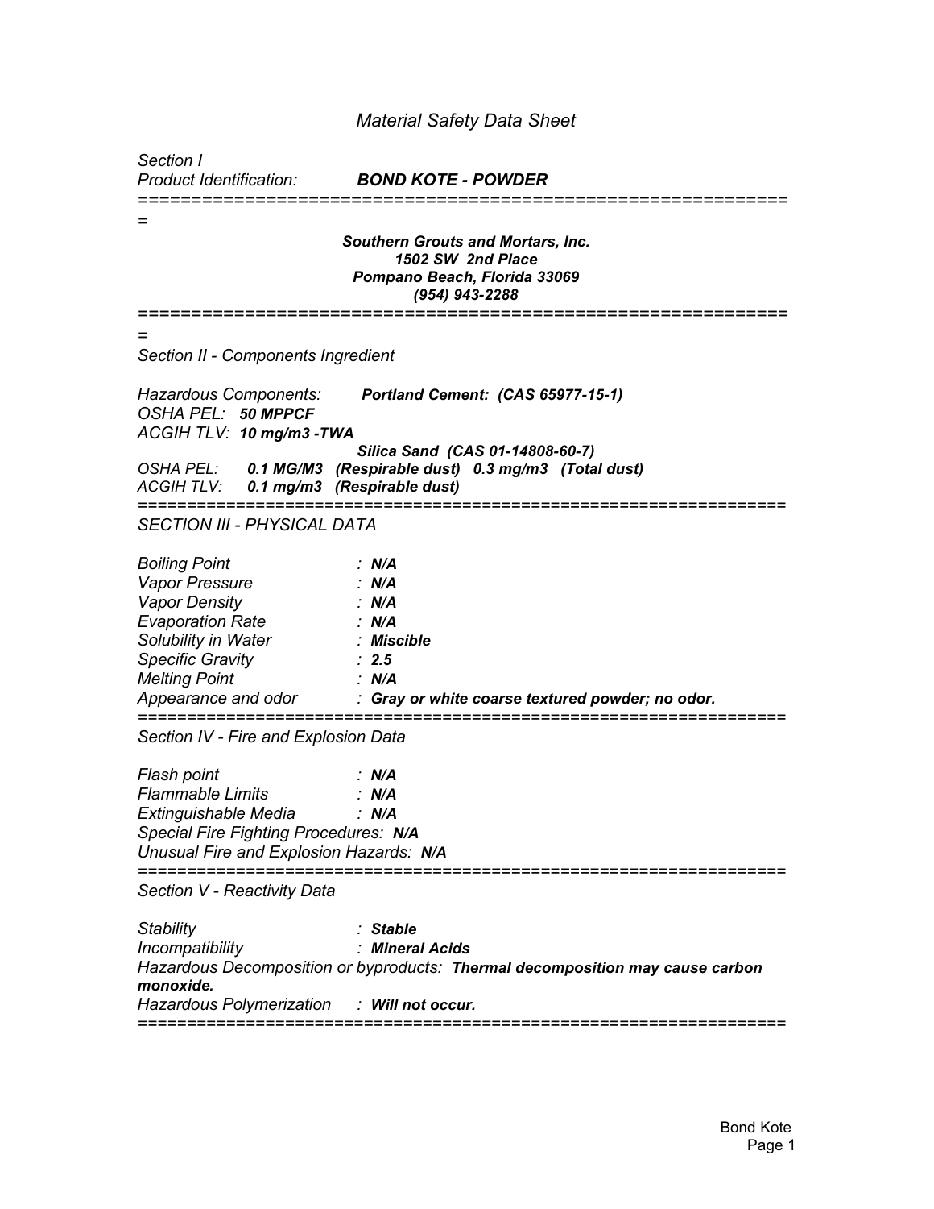# Material Safety Data Sheet

*Section I*
*Product Identification:* ***BOND KOTE - POWDER***

---

***Southern Grouts and Mortars, Inc.***
***1502 SW 2nd Place***
***Pompano Beach, Florida 33069***
***(954) 943-2288***

---

## *Section II - Components Ingredient*

*Hazardous Components:* ***Portland Cement: (CAS 65977-15-1)***
*OSHA PEL:* ***50 MPPCF***
*ACGIH TLV:* ***10 mg/m3 -TWA***

***Silica Sand (CAS 01-14808-60-7)***
*OSHA PEL:* ***0.1 MG/M3 (Respirable dust) 0.3 mg/m3 (Total dust)***
*ACGIH TLV:* ***0.1 mg/m3 (Respirable dust)***

---

## *SECTION III - PHYSICAL DATA*

*Boiling Point* : ***N/A***
*Vapor Pressure* : ***N/A***
*Vapor Density* : ***N/A***
*Evaporation Rate* : ***N/A***
*Solubility in Water* : ***Miscible***
*Specific Gravity* : ***2.5***
*Melting Point* : ***N/A***
*Appearance and odor* : ***Gray or white coarse textured powder; no odor.***

---

## *Section IV - Fire and Explosion Data*

*Flash point* : ***N/A***
*Flammable Limits* : ***N/A***
*Extinguishable Media* : ***N/A***
*Special Fire Fighting Procedures:* ***N/A***
*Unusual Fire and Explosion Hazards:* ***N/A***

---

## *Section V - Reactivity Data*

*Stability* : ***Stable***
*Incompatibility* : ***Mineral Acids***
*Hazardous Decomposition or byproducts:* ***Thermal decomposition may cause carbon monoxide.***
*Hazardous Polymerization* : ***Will not occur.***

---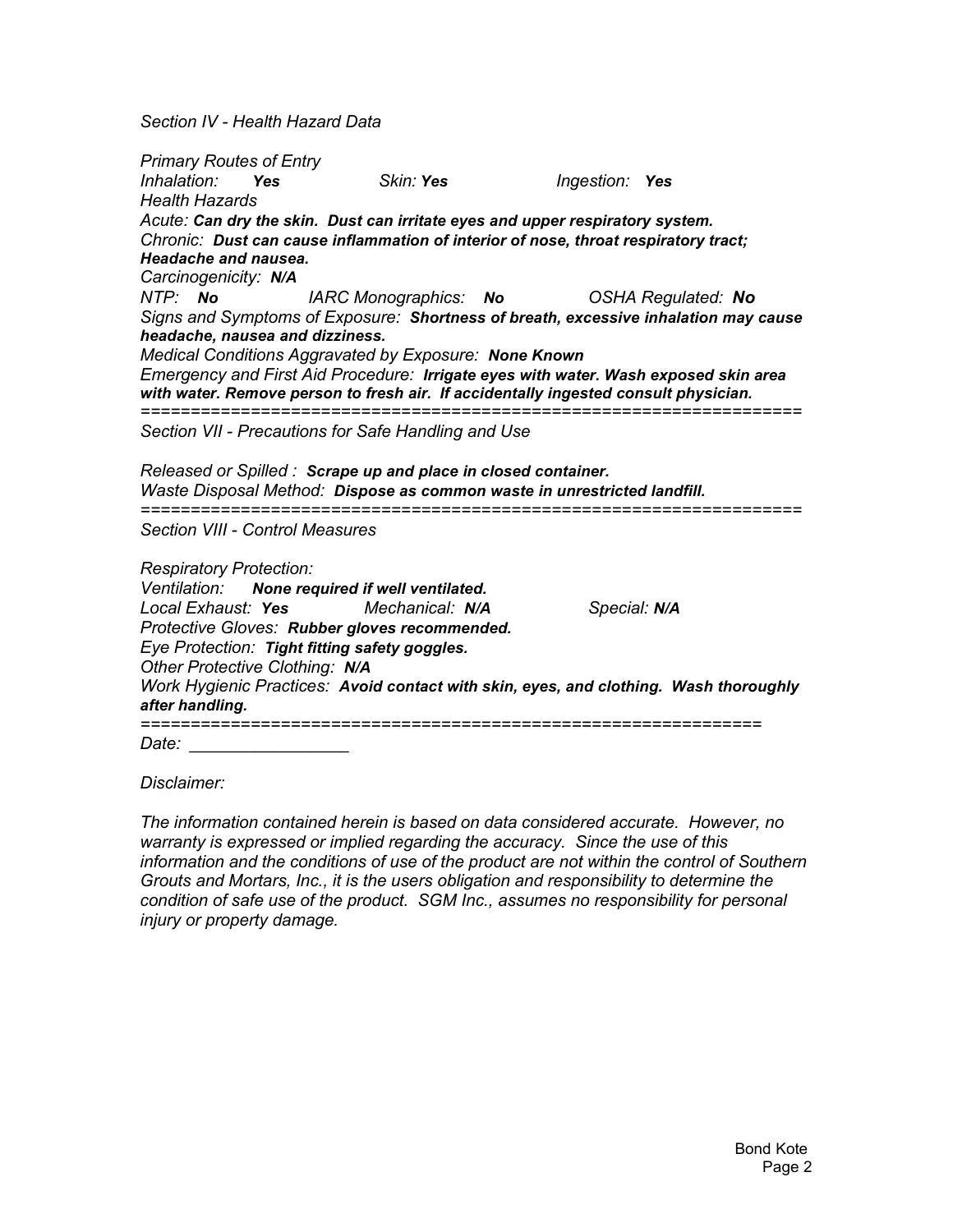*Section IV - Health Hazard Data*

*Primary Routes of Entry*
*Inhalation:* ***Yes*** *Skin:* ***Yes*** *Ingestion:* ***Yes***
*Health Hazards*
*Acute:* ***Can dry the skin. Dust can irritate eyes and upper respiratory system.***
*Chronic:* ***Dust can cause inflammation of interior of nose, throat respiratory tract; Headache and nausea.***
*Carcinogenicity:* ***N/A***
*NTP:* ***No*** *IARC Monographics:* ***No*** *OSHA Regulated:* ***No***
*Signs and Symptoms of Exposure:* ***Shortness of breath, excessive inhalation may cause headache, nausea and dizziness.***
*Medical Conditions Aggravated by Exposure:* ***None Known***
*Emergency and First Aid Procedure:* ***Irrigate eyes with water. Wash exposed skin area with water. Remove person to fresh air. If accidentally ingested consult physician.***

=================================================================

*Section VII - Precautions for Safe Handling and Use*

*Released or Spilled :* ***Scrape up and place in closed container.***
*Waste Disposal Method:* ***Dispose as common waste in unrestricted landfill.***

=================================================================

*Section VIII - Control Measures*

*Respiratory Protection:*
*Ventilation:* ***None required if well ventilated.***
*Local Exhaust:* ***Yes*** *Mechanical:* ***N/A*** *Special:* ***N/A***
*Protective Gloves:* ***Rubber gloves recommended.***
*Eye Protection:* ***Tight fitting safety goggles.***
*Other Protective Clothing:* ***N/A***
*Work Hygienic Practices:* ***Avoid contact with skin, eyes, and clothing. Wash thoroughly after handling.***

=============================================================

*Date:* \_\_\_\_\_\_\_\_\_\_\_\_\_\_\_\_

*Disclaimer:*

*The information contained herein is based on data considered accurate. However, no warranty is expressed or implied regarding the accuracy. Since the use of this information and the conditions of use of the product are not within the control of Southern Grouts and Mortars, Inc., it is the users obligation and responsibility to determine the condition of safe use of the product. SGM Inc., assumes no responsibility for personal injury or property damage.*